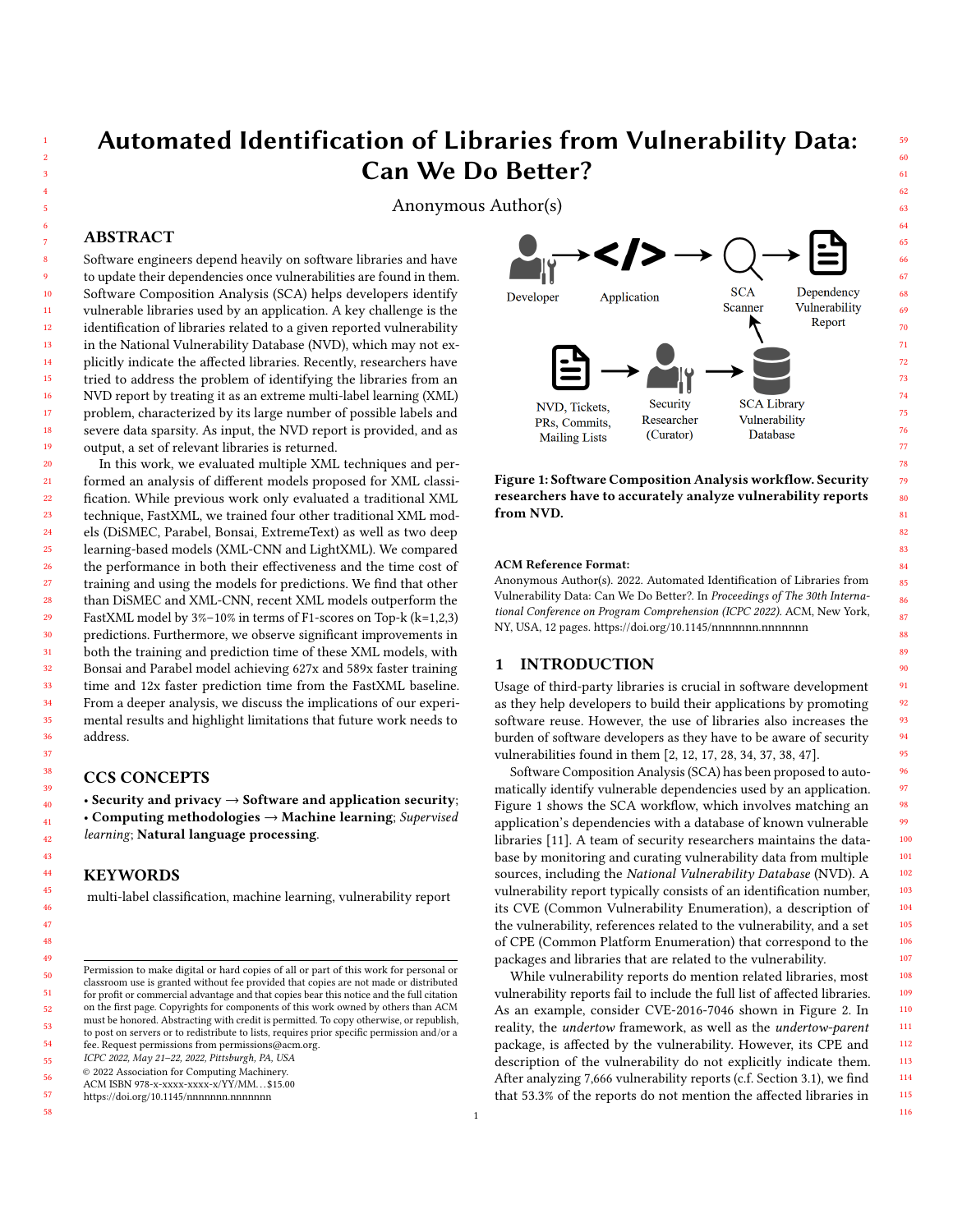# Automated Identification of Libraries from Vulnerability Data: Can We Do Better?

Anonymous Author(s)

## ABSTRACT

Software engineers depend heavily on software libraries and have to update their dependencies once vulnerabilities are found in them. Software Composition Analysis (SCA) helps developers identify vulnerable libraries used by an application. A key challenge is the identification of libraries related to a given reported vulnerability in the National Vulnerability Database (NVD), which may not explicitly indicate the affected libraries. Recently, researchers have tried to address the problem of identifying the libraries from an NVD report by treating it as an extreme multi-label learning (XML) problem, characterized by its large number of possible labels and severe data sparsity. As input, the NVD report is provided, and as output, a set of relevant libraries is returned.

In this work, we evaluated multiple XML techniques and performed an analysis of different models proposed for XML classification. While previous work only evaluated a traditional XML technique, FastXML, we trained four other traditional XML models (DiSMEC, Parabel, Bonsai, ExtremeText) as well as two deep learning-based models (XML-CNN and LightXML). We compared the performance in both their effectiveness and the time cost of training and using the models for predictions. We find that other than DiSMEC and XML-CNN, recent XML models outperform the FastXML model by 3%–10% in terms of F1-scores on Top-k (k=1,2,3) predictions. Furthermore, we observe significant improvements in both the training and prediction time of these XML models, with Bonsai and Parabel model achieving 627x and 589x faster training time and 12x faster prediction time from the FastXML baseline. From a deeper analysis, we discuss the implications of our experimental results and highlight limitations that future work needs to address.

## CCS CONCEPTS

• **Security and privacy** → **Software and application security**; • **Computing methodologies** → **Machine learning**; *Supervised learning*; **Natural language processing**.

## KEYWORDS

multi-label classification, machine learning, vulnerability report

Permission to make digital or hard copies of all or part of this work for personal or classroom use is granted without fee provided that copies are not made or distributed for profit or commercial advantage and that copies bear this notice and the full citation on the first page. Copyrights for components of this work owned by others than ACM must be honored. Abstracting with credit is permitted. To copy otherwise, or republish, to post on servers or to redistribute to lists, requires prior specific permission and/or a fee. Request permissions from permissions@acm.org.
*ICPC 2022, May 21–22, 2022, Pittsburgh, PA, USA*
© 2022 Association for Computing Machinery.
ACM ISBN 978-x-xxxx-xxxx-x/YY/MM...$15.00
https://doi.org/10.1145/nnnnnnn.nnnnnnn

Developer → Application → SCA Scanner → Dependency Vulnerability Report

NVD, Tickets, PRs, Commits, Mailing Lists → Security Researcher (Curator) → SCA Library Vulnerability Database → SCA Scanner

**Figure 1: Software Composition Analysis workflow. Security researchers have to accurately analyze vulnerability reports from NVD.**

**ACM Reference Format:**
Anonymous Author(s). 2022. Automated Identification of Libraries from Vulnerability Data: Can We Do Better?. In *Proceedings of The 30th International Conference on Program Comprehension (ICPC 2022).* ACM, New York, NY, USA, 12 pages. https://doi.org/10.1145/nnnnnnn.nnnnnnn

## 1 INTRODUCTION

Usage of third-party libraries is crucial in software development as they help developers to build their applications by promoting software reuse. However, the use of libraries also increases the burden of software developers as they have to be aware of security vulnerabilities found in them [2, 12, 17, 28, 34, 37, 38, 47].

Software Composition Analysis (SCA) has been proposed to automatically identify vulnerable dependencies used by an application. Figure 1 shows the SCA workflow, which involves matching an application's dependencies with a database of known vulnerable libraries [11]. A team of security researchers maintains the database by monitoring and curating vulnerability data from multiple sources, including the *National Vulnerability Database* (NVD). A vulnerability report typically consists of an identification number, its CVE (Common Vulnerability Enumeration), a description of the vulnerability, references related to the vulnerability, and a set of CPE (Common Platform Enumeration) that correspond to the packages and libraries that are related to the vulnerability.

While vulnerability reports do mention related libraries, most vulnerability reports fail to include the full list of affected libraries. As an example, consider CVE-2016-7046 shown in Figure 2. In reality, the *undertow* framework, as well as the *undertow-parent* package, is affected by the vulnerability. However, its CPE and description of the vulnerability do not explicitly indicate them. After analyzing 7,666 vulnerability reports (c.f. Section 3.1), we find that 53.3% of the reports do not mention the affected libraries in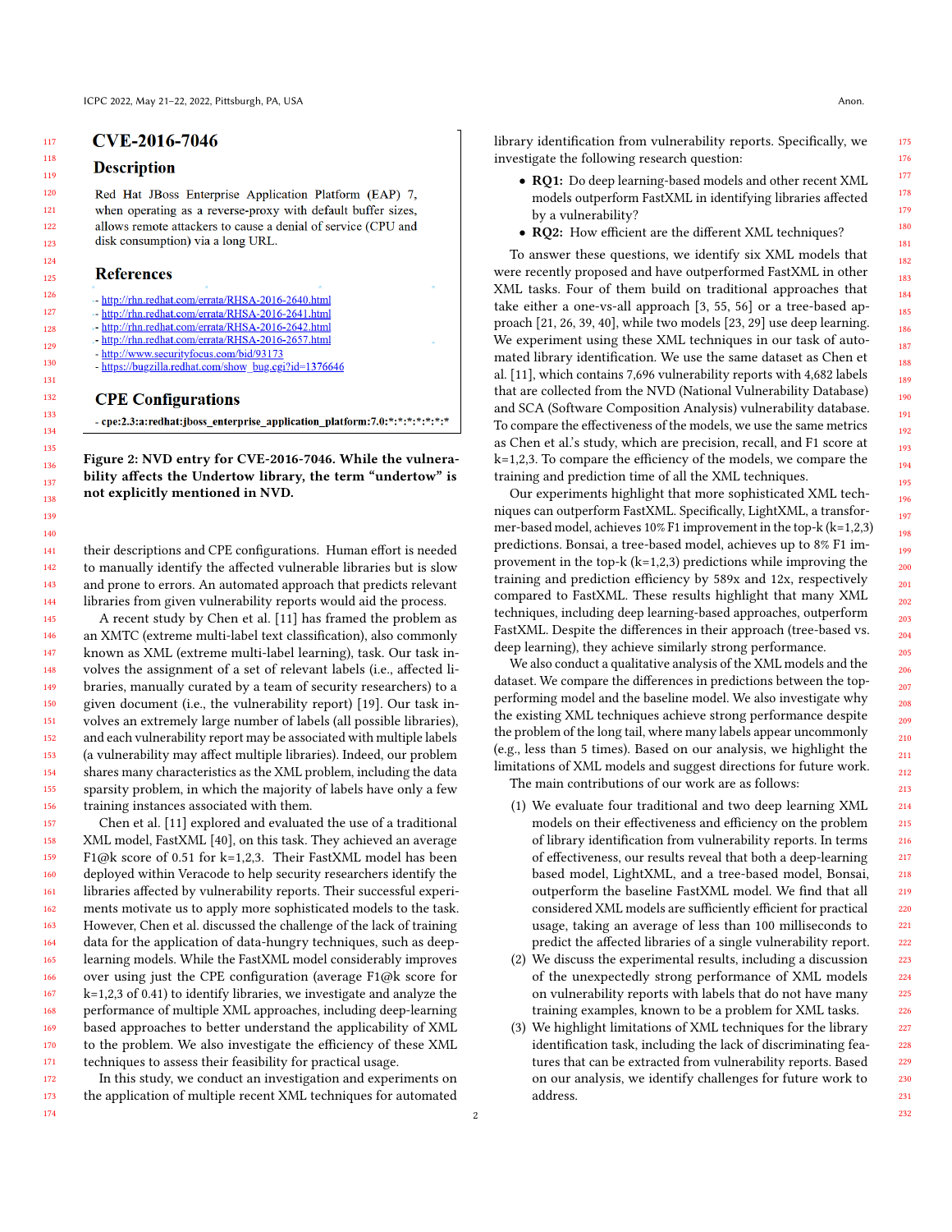**CVE-2016-7046**

**Description**

Red Hat JBoss Enterprise Application Platform (EAP) 7, when operating as a reverse-proxy with default buffer sizes, allows remote attackers to cause a denial of service (CPU and disk consumption) via a long URL.

**References**

- http://rhn.redhat.com/errata/RHSA-2016-2640.html
- http://rhn.redhat.com/errata/RHSA-2016-2641.html
- http://rhn.redhat.com/errata/RHSA-2016-2642.html
- http://rhn.redhat.com/errata/RHSA-2016-2657.html
- http://www.securityfocus.com/bid/93173
- https://bugzilla.redhat.com/show_bug.cgi?id=1376646

**CPE Configurations**

- cpe:2.3:a:redhat:jboss_enterprise_application_platform:7.0:*:*:*:*:*:*:*

**Figure 2: NVD entry for CVE-2016-7046. While the vulnerability affects the Undertow library, the term "undertow" is not explicitly mentioned in NVD.**

their descriptions and CPE configurations. Human effort is needed to manually identify the affected vulnerable libraries but is slow and prone to errors. An automated approach that predicts relevant libraries from given vulnerability reports would aid the process.

A recent study by Chen et al. [11] has framed the problem as an XMTC (extreme multi-label text classification), also commonly known as XML (extreme multi-label learning), task. Our task involves the assignment of a set of relevant labels (i.e., affected libraries, manually curated by a team of security researchers) to a given document (i.e., the vulnerability report) [19]. Our task involves an extremely large number of labels (all possible libraries), and each vulnerability report may be associated with multiple labels (a vulnerability may affect multiple libraries). Indeed, our problem shares many characteristics as the XML problem, including the data sparsity problem, in which the majority of labels have only a few training instances associated with them.

Chen et al. [11] explored and evaluated the use of a traditional XML model, FastXML [40], on this task. They achieved an average F1@k score of 0.51 for k=1,2,3. Their FastXML model has been deployed within Veracode to help security researchers identify the libraries affected by vulnerability reports. Their successful experiments motivate us to apply more sophisticated models to the task. However, Chen et al. discussed the challenge of the lack of training data for the application of data-hungry techniques, such as deep-learning models. While the FastXML model considerably improves over using just the CPE configuration (average F1@k score for k=1,2,3 of 0.41) to identify libraries, we investigate and analyze the performance of multiple XML approaches, including deep-learning based approaches to better understand the applicability of XML to the problem. We also investigate the efficiency of these XML techniques to assess their feasibility for practical usage.

In this study, we conduct an investigation and experiments on the application of multiple recent XML techniques for automated library identification from vulnerability reports. Specifically, we investigate the following research question:

- **RQ1:** Do deep learning-based models and other recent XML models outperform FastXML in identifying libraries affected by a vulnerability?
- **RQ2:** How efficient are the different XML techniques?

To answer these questions, we identify six XML models that were recently proposed and have outperformed FastXML in other XML tasks. Four of them build on traditional approaches that take either a one-vs-all approach [3, 55, 56] or a tree-based approach [21, 26, 39, 40], while two models [23, 29] use deep learning. We experiment using these XML techniques in our task of automated library identification. We use the same dataset as Chen et al. [11], which contains 7,696 vulnerability reports with 4,682 labels that are collected from the NVD (National Vulnerability Database) and SCA (Software Composition Analysis) vulnerability database. To compare the effectiveness of the models, we use the same metrics as Chen et al.'s study, which are precision, recall, and F1 score at k=1,2,3. To compare the efficiency of the models, we compare the training and prediction time of all the XML techniques.

Our experiments highlight that more sophisticated XML techniques can outperform FastXML. Specifically, LightXML, a transformer-based model, achieves 10% F1 improvement in the top-k (k=1,2,3) predictions. Bonsai, a tree-based model, achieves up to 8% F1 improvement in the top-k (k=1,2,3) predictions while improving the training and prediction efficiency by 589x and 12x, respectively compared to FastXML. These results highlight that many XML techniques, including deep learning-based approaches, outperform FastXML. Despite the differences in their approach (tree-based vs. deep learning), they achieve similarly strong performance.

We also conduct a qualitative analysis of the XML models and the dataset. We compare the differences in predictions between the top-performing model and the baseline model. We also investigate why the existing XML techniques achieve strong performance despite the problem of the long tail, where many labels appear uncommonly (e.g., less than 5 times). Based on our analysis, we highlight the limitations of XML models and suggest directions for future work.

The main contributions of our work are as follows:

1. We evaluate four traditional and two deep learning XML models on their effectiveness and efficiency on the problem of library identification from vulnerability reports. In terms of effectiveness, our results reveal that both a deep-learning based model, LightXML, and a tree-based model, Bonsai, outperform the baseline FastXML model. We find that all considered XML models are sufficiently efficient for practical usage, taking an average of less than 100 milliseconds to predict the affected libraries of a single vulnerability report.
2. We discuss the experimental results, including a discussion of the unexpectedly strong performance of XML models on vulnerability reports with labels that do not have many training examples, known to be a problem for XML tasks.
3. We highlight limitations of XML techniques for the library identification task, including the lack of discriminating features that can be extracted from vulnerability reports. Based on our analysis, we identify challenges for future work to address.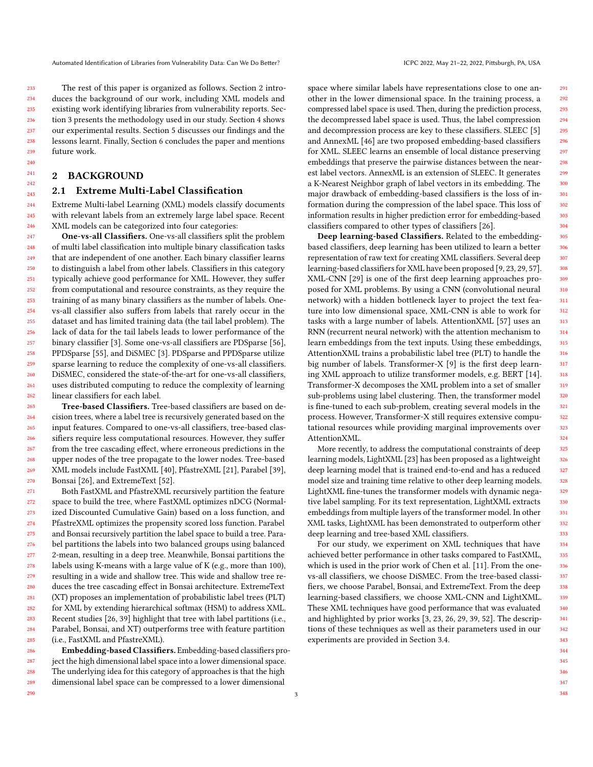The rest of this paper is organized as follows. Section 2 introduces the background of our work, including XML models and existing work identifying libraries from vulnerability reports. Section 3 presents the methodology used in our study. Section 4 shows our experimental results. Section 5 discusses our findings and the lessons learnt. Finally, Section 6 concludes the paper and mentions future work.

## 2 BACKGROUND

### 2.1 Extreme Multi-Label Classification

Extreme Multi-label Learning (XML) models classify documents with relevant labels from an extremely large label space. Recent XML models can be categorized into four categories:

**One-vs-all Classifiers.** One-vs-all classifiers split the problem of multi label classification into multiple binary classification tasks that are independent of one another. Each binary classifier learns to distinguish a label from other labels. Classifiers in this category typically achieve good performance for XML. However, they suffer from computational and resource constraints, as they require the training of as many binary classifiers as the number of labels. One-vs-all classifier also suffers from labels that rarely occur in the dataset and has limited training data (the tail label problem). The lack of data for the tail labels leads to lower performance of the binary classifier [3]. Some one-vs-all classifiers are PDSparse [56], PPDSparse [55], and DiSMEC [3]. PDSparse and PPDSparse utilize sparse learning to reduce the complexity of one-vs-all classifiers. DiSMEC, considered the state-of-the-art for one-vs-all classifiers, uses distributed computing to reduce the complexity of learning linear classifiers for each label.

**Tree-based Classifiers.** Tree-based classifiers are based on decision trees, where a label tree is recursively generated based on the input features. Compared to one-vs-all classifiers, tree-based classifiers require less computational resources. However, they suffer from the tree cascading effect, where erroneous predictions in the upper nodes of the tree propagate to the lower nodes. Tree-based XML models include FastXML [40], PfastreXML [21], Parabel [39], Bonsai [26], and ExtremeText [52].

Both FastXML and PfastreXML recursively partition the feature space to build the tree, where FastXML optimizes nDCG (Normalized Discounted Cumulative Gain) based on a loss function, and PfastreXML optimizes the propensity scored loss function. Parabel and Bonsai recursively partition the label space to build a tree. Parabel partitions the labels into two balanced groups using balanced 2-mean, resulting in a deep tree. Meanwhile, Bonsai partitions the labels using K-means with a large value of K (e.g., more than 100), resulting in a wide and shallow tree. This wide and shallow tree reduces the tree cascading effect in Bonsai architecture. ExtremeText (XT) proposes an implementation of probabilistic label trees (PLT) for XML by extending hierarchical softmax (HSM) to address XML. Recent studies [26, 39] highlight that tree with label partitions (i.e., Parabel, Bonsai, and XT) outperforms tree with feature partition (i.e., FastXML and PfastreXML).

**Embedding-based Classifiers.** Embedding-based classifiers project the high dimensional label space into a lower dimensional space. The underlying idea for this category of approaches is that the high dimensional label space can be compressed to a lower dimensional space where similar labels have representations close to one another in the lower dimensional space. In the training process, a compressed label space is used. Then, during the prediction process, the decompressed label space is used. Thus, the label compression and decompression process are key to these classifiers. SLEEC [5] and AnnexML [46] are two proposed embedding-based classifiers for XML. SLEEC learns an ensemble of local distance preserving embeddings that preserve the pairwise distances between the nearest label vectors. AnnexML is an extension of SLEEC. It generates a K-Nearest Neighbor graph of label vectors in its embedding. The major drawback of embedding-based classifiers is the loss of information during the compression of the label space. This loss of information results in higher prediction error for embedding-based classifiers compared to other types of classifiers [26].

**Deep learning-based Classifiers.** Related to the embedding-based classifiers, deep learning has been utilized to learn a better representation of raw text for creating XML classifiers. Several deep learning-based classifiers for XML have been proposed [9, 23, 29, 57]. XML-CNN [29] is one of the first deep learning approaches proposed for XML problems. By using a CNN (convolutional neural network) with a hidden bottleneck layer to project the text feature into low dimensional space, XML-CNN is able to work for tasks with a large number of labels. AttentionXML [57] uses an RNN (recurrent neural network) with the attention mechanism to learn embeddings from the text inputs. Using these embeddings, AttentionXML trains a probabilistic label tree (PLT) to handle the big number of labels. Transformer-X [9] is the first deep learning XML approach to utilize transformer models, e.g. BERT [14]. Transformer-X decomposes the XML problem into a set of smaller sub-problems using label clustering. Then, the transformer model is fine-tuned to each sub-problem, creating several models in the process. However, Transformer-X still requires extensive computational resources while providing marginal improvements over AttentionXML.

More recently, to address the computational constraints of deep learning models, LightXML [23] has been proposed as a lightweight deep learning model that is trained end-to-end and has a reduced model size and training time relative to other deep learning models. LightXML fine-tunes the transformer models with dynamic negative label sampling. For its text representation, LightXML extracts embeddings from multiple layers of the transformer model. In other XML tasks, LightXML has been demonstrated to outperform other deep learning and tree-based XML classifiers.

For our study, we experiment on XML techniques that have achieved better performance in other tasks compared to FastXML, which is used in the prior work of Chen et al. [11]. From the one-vs-all classifiers, we choose DiSMEC. From the tree-based classifiers, we choose Parabel, Bonsai, and ExtremeText. From the deep learning-based classifiers, we choose XML-CNN and LightXML. These XML techniques have good performance that was evaluated and highlighted by prior works [3, 23, 26, 29, 39, 52]. The descriptions of these techniques as well as their parameters used in our experiments are provided in Section 3.4.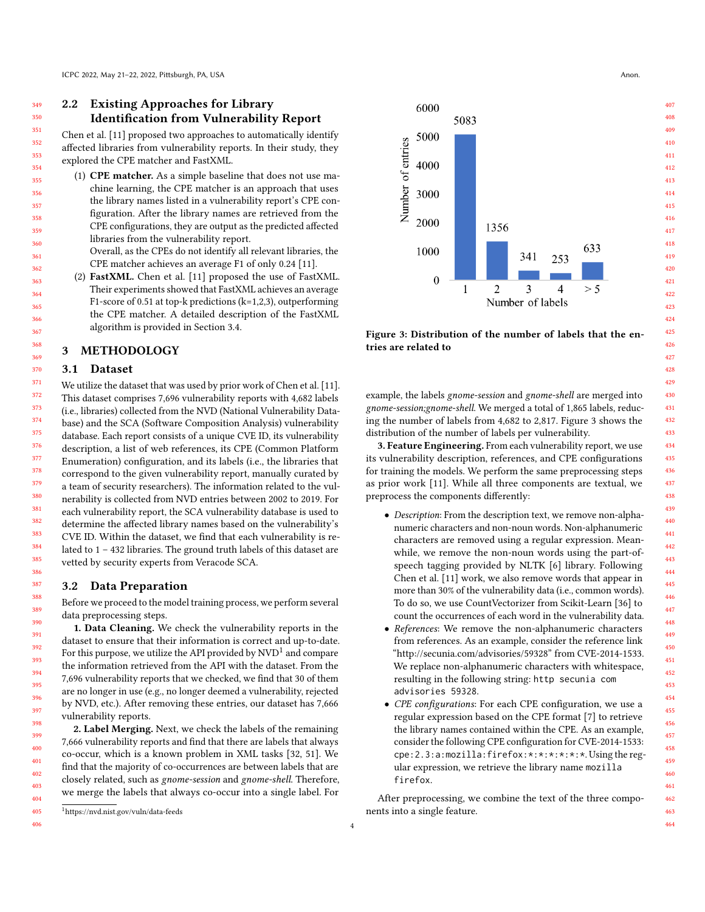## 2.2 Existing Approaches for Library Identification from Vulnerability Report

Chen et al. [11] proposed two approaches to automatically identify affected libraries from vulnerability reports. In their study, they explored the CPE matcher and FastXML.

(1) **CPE matcher.** As a simple baseline that does not use machine learning, the CPE matcher is an approach that uses the library names listed in a vulnerability report's CPE configuration. After the library names are retrieved from the CPE configurations, they are output as the predicted affected libraries from the vulnerability report.
Overall, as the CPEs do not identify all relevant libraries, the CPE matcher achieves an average F1 of only 0.24 [11].

(2) **FastXML.** Chen et al. [11] proposed the use of FastXML. Their experiments showed that FastXML achieves an average F1-score of 0.51 at top-k predictions (k=1,2,3), outperforming the CPE matcher. A detailed description of the FastXML algorithm is provided in Section 3.4.

# 3 METHODOLOGY

## 3.1 Dataset

We utilize the dataset that was used by prior work of Chen et al. [11]. This dataset comprises 7,696 vulnerability reports with 4,682 labels (i.e., libraries) collected from the NVD (National Vulnerability Database) and the SCA (Software Composition Analysis) vulnerability database. Each report consists of a unique CVE ID, its vulnerability description, a list of web references, its CPE (Common Platform Enumeration) configuration, and its labels (i.e., the libraries that correspond to the given vulnerability report, manually curated by a team of security researchers). The information related to the vulnerability is collected from NVD entries between 2002 to 2019. For each vulnerability report, the SCA vulnerability database is used to determine the affected library names based on the vulnerability's CVE ID. Within the dataset, we find that each vulnerability is related to 1 − 432 libraries. The ground truth labels of this dataset are vetted by security experts from Veracode SCA.

## 3.2 Data Preparation

Before we proceed to the model training process, we perform several data preprocessing steps.

**1. Data Cleaning.** We check the vulnerability reports in the dataset to ensure that their information is correct and up-to-date. For this purpose, we utilize the API provided by NVD[1] and compare the information retrieved from the API with the dataset. From the 7,696 vulnerability reports that we checked, we find that 30 of them are no longer in use (e.g., no longer deemed a vulnerability, rejected by NVD, etc.). After removing these entries, our dataset has 7,666 vulnerability reports.

**2. Label Merging.** Next, we check the labels of the remaining 7,666 vulnerability reports and find that there are labels that always co-occur, which is a known problem in XML tasks [32, 51]. We find that the majority of co-occurrences are between labels that are closely related, such as *gnome-session* and *gnome-shell*. Therefore, we merge the labels that always co-occur into a single label. For example, the labels *gnome-session* and *gnome-shell* are merged into *gnome-session;gnome-shell*. We merged a total of 1,865 labels, reducing the number of labels from 4,682 to 2,817. Figure 3 shows the distribution of the number of labels per vulnerability.

[1] https://nvd.nist.gov/vuln/data-feeds

| Number of labels | Number of entries |
|---|---|
| 1 | 5083 |
| 2 | 1356 |
| 3 | 341 |
| 4 | 253 |
| > 5 | 633 |

**Figure 3: Distribution of the number of labels that the entries are related to**

**3. Feature Engineering.** From each vulnerability report, we use its vulnerability description, references, and CPE configurations for training the models. We perform the same preprocessing steps as prior work [11]. While all three components are textual, we preprocess the components differently:

- *Description*: From the description text, we remove non-alphanumeric characters and non-noun words. Non-alphanumeric characters are removed using a regular expression. Meanwhile, we remove the non-noun words using the part-of-speech tagging provided by NLTK [6] library. Following Chen et al. [11] work, we also remove words that appear in more than 30% of the vulnerability data (i.e., common words). To do so, we use CountVectorizer from Scikit-Learn [36] to count the occurrences of each word in the vulnerability data.
- *References*: We remove the non-alphanumeric characters from references. As an example, consider the reference link "http://secunia.com/advisories/59328" from CVE-2014-1533. We replace non-alphanumeric characters with whitespace, resulting in the following string: `http secunia com advisories 59328`.
- *CPE configurations*: For each CPE configuration, we use a regular expression based on the CPE format [7] to retrieve the library names contained within the CPE. As an example, consider the following CPE configuration for CVE-2014-1533: `cpe:2.3:a:mozilla:firefox:*:*:*:*:*:*`. Using the regular expression, we retrieve the library name `mozilla firefox`.

After preprocessing, we combine the text of the three components into a single feature.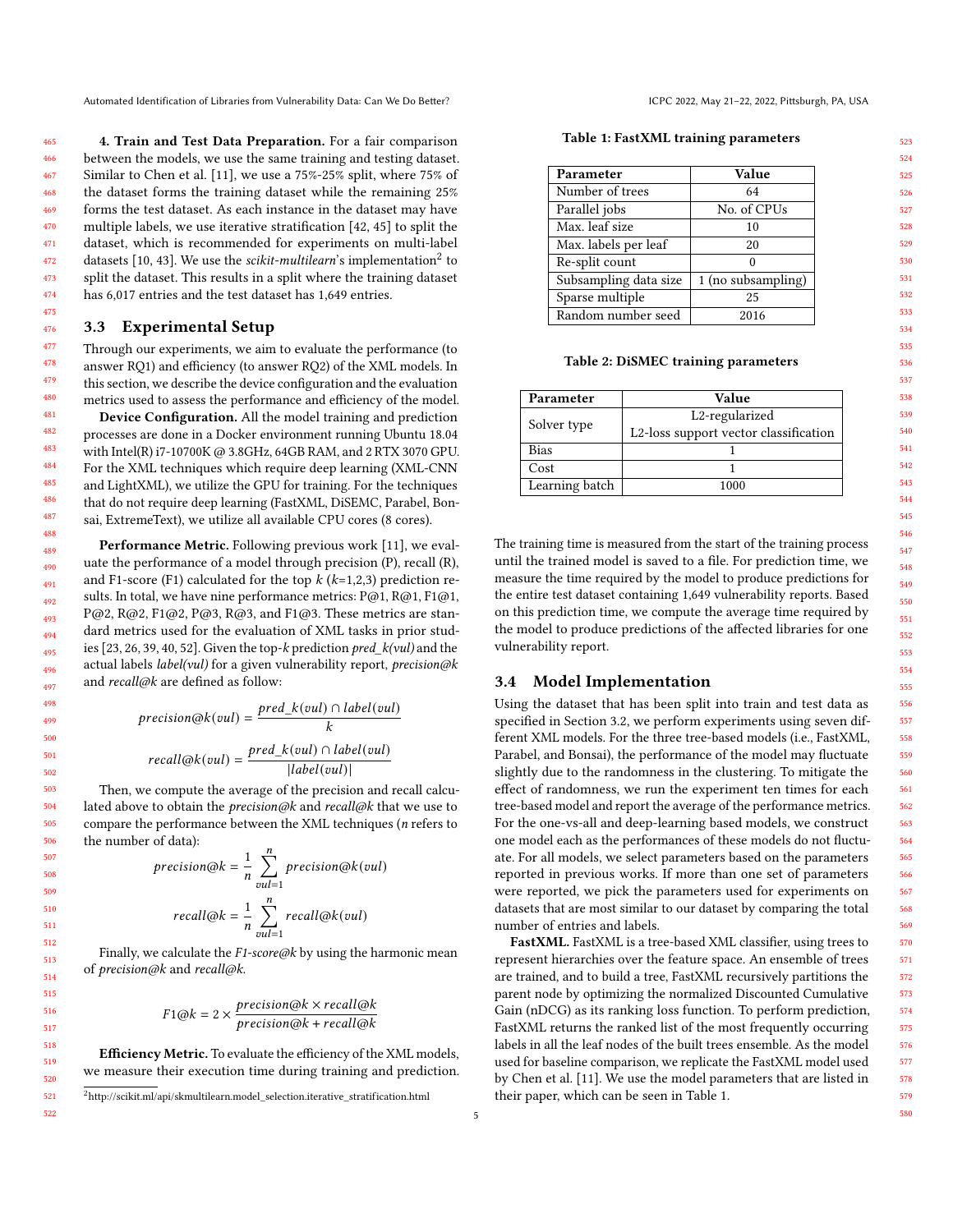**4. Train and Test Data Preparation.** For a fair comparison between the models, we use the same training and testing dataset. Similar to Chen et al. [11], we use a 75%-25% split, where 75% of the dataset forms the training dataset while the remaining 25% forms the test dataset. As each instance in the dataset may have multiple labels, we use iterative stratification [42, 45] to split the dataset, which is recommended for experiments on multi-label datasets [10, 43]. We use the *scikit-multilearn*'s implementation[2] to split the dataset. This results in a split where the training dataset has 6,017 entries and the test dataset has 1,649 entries.

## 3.3 Experimental Setup

Through our experiments, we aim to evaluate the performance (to answer RQ1) and efficiency (to answer RQ2) of the XML models. In this section, we describe the device configuration and the evaluation metrics used to assess the performance and efficiency of the model.

**Device Configuration.** All the model training and prediction processes are done in a Docker environment running Ubuntu 18.04 with Intel(R) i7-10700K @ 3.8GHz, 64GB RAM, and 2 RTX 3070 GPU. For the XML techniques which require deep learning (XML-CNN and LightXML), we utilize the GPU for training. For the techniques that do not require deep learning (FastXML, DiSEMC, Parabel, Bonsai, ExtremeText), we utilize all available CPU cores (8 cores).

**Performance Metric.** Following previous work [11], we evaluate the performance of a model through precision (P), recall (R), and F1-score (F1) calculated for the top $k$ ($k$=1,2,3) prediction results. In total, we have nine performance metrics: P@1, R@1, F1@1, P@2, R@2, F1@2, P@3, R@3, and F1@3. These metrics are standard metrics used for the evaluation of XML tasks in prior studies [23, 26, 39, 40, 52]. Given the top-$k$ prediction *pred_k(vul)* and the actual labels *label(vul)* for a given vulnerability report, *precision@k* and *recall@k* are defined as follow:

$$precision@k(vul) = \frac{pred\_k(vul) \cap label(vul)}{k}$$

$$recall@k(vul) = \frac{pred\_k(vul) \cap label(vul)}{|label(vul)|}$$

Then, we compute the average of the precision and recall calculated above to obtain the *precision@k* and *recall@k* that we use to compare the performance between the XML techniques ($n$ refers to the number of data):

$$precision@k = \frac{1}{n}\sum_{vul=1}^{n} precision@k(vul)$$

$$recall@k = \frac{1}{n}\sum_{vul=1}^{n} recall@k(vul)$$

Finally, we calculate the *F1-score@k* by using the harmonic mean of *precision@k* and *recall@k*.

$$F1@k = 2 \times \frac{precision@k \times recall@k}{precision@k + recall@k}$$

**Efficiency Metric.** To evaluate the efficiency of the XML models, we measure their execution time during training and prediction. The training time is measured from the start of the training process until the trained model is saved to a file. For prediction time, we measure the time required by the model to produce predictions for the entire test dataset containing 1,649 vulnerability reports. Based on this prediction time, we compute the average time required by the model to produce predictions of the affected libraries for one vulnerability report.

[2] http://scikit.ml/api/skmultilearn.model_selection.iterative_stratification.html

**Table 1: FastXML training parameters**

| Parameter | Value |
|---|---|
| Number of trees | 64 |
| Parallel jobs | No. of CPUs |
| Max. leaf size | 10 |
| Max. labels per leaf | 20 |
| Re-split count | 0 |
| Subsampling data size | 1 (no subsampling) |
| Sparse multiple | 25 |
| Random number seed | 2016 |

**Table 2: DiSMEC training parameters**

| Parameter | Value |
|---|---|
| Solver type | L2-regularized L2-loss support vector classification |
| Bias | 1 |
| Cost | 1 |
| Learning batch | 1000 |

## 3.4 Model Implementation

Using the dataset that has been split into train and test data as specified in Section 3.2, we perform experiments using seven different XML models. For the three tree-based models (i.e., FastXML, Parabel, and Bonsai), the performance of the model may fluctuate slightly due to the randomness in the clustering. To mitigate the effect of randomness, we run the experiment ten times for each tree-based model and report the average of the performance metrics. For the one-vs-all and deep-learning based models, we construct one model each as the performances of these models do not fluctuate. For all models, we select parameters based on the parameters reported in previous works. If more than one set of parameters were reported, we pick the parameters used for experiments on datasets that are most similar to our dataset by comparing the total number of entries and labels.

**FastXML.** FastXML is a tree-based XML classifier, using trees to represent hierarchies over the feature space. An ensemble of trees are trained, and to build a tree, FastXML recursively partitions the parent node by optimizing the normalized Discounted Cumulative Gain (nDCG) as its ranking loss function. To perform prediction, FastXML returns the ranked list of the most frequently occurring labels in all the leaf nodes of the built trees ensemble. As the model used for baseline comparison, we replicate the FastXML model used by Chen et al. [11]. We use the model parameters that are listed in their paper, which can be seen in Table 1.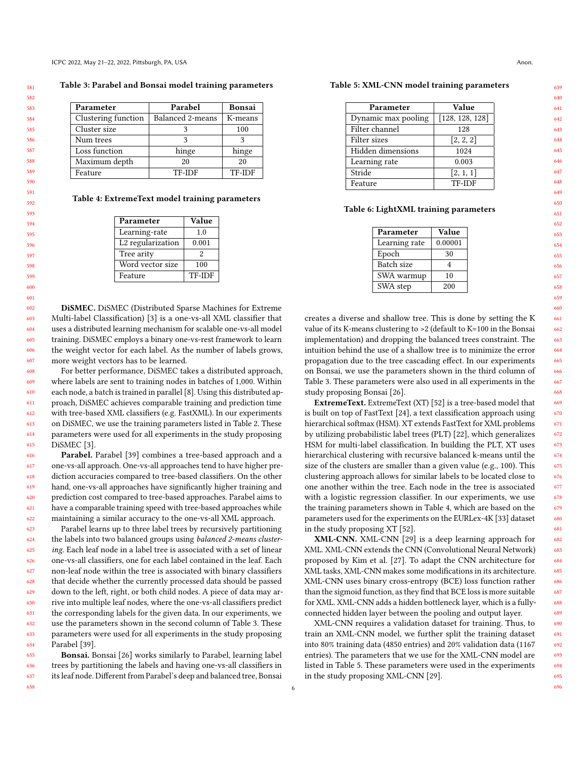Table 3: Parabel and Bonsai model training parameters

| Parameter | Parabel | Bonsai |
|---|---|---|
| Clustering function | Balanced 2-means | K-means |
| Cluster size | 3 | 100 |
| Num trees | 3 | 3 |
| Loss function | hinge | hinge |
| Maximum depth | 20 | 20 |
| Feature | TF-IDF | TF-IDF |

Table 4: ExtremeText model training parameters

| Parameter | Value |
|---|---|
| Learning-rate | 1.0 |
| L2 regularization | 0.001 |
| Tree arity | 2 |
| Word vector size | 100 |
| Feature | TF-IDF |

**DiSMEC.** DiSMEC (Distributed Sparse Machines for Extreme Multi-label Classification) [3] is a one-vs-all XML classifier that uses a distributed learning mechanism for scalable one-vs-all model training. DiSMEC employs a binary one-vs-rest framework to learn the weight vector for each label. As the number of labels grows, more weight vectors has to be learned.

For better performance, DiSMEC takes a distributed approach, where labels are sent to training nodes in batches of 1,000. Within each node, a batch is trained in parallel [8]. Using this distributed approach, DiSMEC achieves comparable training and prediction time with tree-based XML classifiers (e.g. FastXML). In our experiments on DiSMEC, we use the training parameters listed in Table 2. These parameters were used for all experiments in the study proposing DiSMEC [3].

**Parabel.** Parabel [39] combines a tree-based approach and a one-vs-all approach. One-vs-all approaches tend to have higher prediction accuracies compared to tree-based classifiers. On the other hand, one-vs-all approaches have significantly higher training and prediction cost compared to tree-based approaches. Parabel aims to have a comparable training speed with tree-based approaches while maintaining a similar accuracy to the one-vs-all XML approach.

Parabel learns up to three label trees by recursively partitioning the labels into two balanced groups using *balanced 2-means clustering*. Each leaf node in a label tree is associated with a set of linear one-vs-all classifiers, one for each label contained in the leaf. Each non-leaf node within the tree is associated with binary classifiers that decide whether the currently processed data should be passed down to the left, right, or both child nodes. A piece of data may arrive into multiple leaf nodes, where the one-vs-all classifiers predict the corresponding labels for the given data. In our experiments, we use the parameters shown in the second column of Table 3. These parameters were used for all experiments in the study proposing Parabel [39].

**Bonsai.** Bonsai [26] works similarly to Parabel, learning label trees by partitioning the labels and having one-vs-all classifiers in its leaf node. Different from Parabel's deep and balanced tree, Bonsai creates a diverse and shallow tree. This is done by setting the K value of its K-means clustering to >2 (default to K=100 in the Bonsai implementation) and dropping the balanced trees constraint. The intuition behind the use of a shallow tree is to minimize the error propagation due to the tree cascading effect. In our experiments on Bonsai, we use the parameters shown in the third column of Table 3. These parameters were also used in all experiments in the study proposing Bonsai [26].

**ExtremeText.** ExtremeText (XT) [52] is a tree-based model that is built on top of FastText [24], a text classification approach using hierarchical softmax (HSM). XT extends FastText for XML problems by utilizing probabilistic label trees (PLT) [22], which generalizes HSM for multi-label classification. In building the PLT, XT uses hierarchical clustering with recursive balanced k-means until the size of the clusters are smaller than a given value (e.g., 100). This clustering approach allows for similar labels to be located close to one another within the tree. Each node in the tree is associated with a logistic regression classifier. In our experiments, we use the training parameters shown in Table 4, which are based on the parameters used for the experiments on the EURLex-4K [33] dataset in the study proposing XT [52].

**XML-CNN.** XML-CNN [29] is a deep learning approach for XML. XML-CNN extends the CNN (Convolutional Neural Network) proposed by Kim et al. [27]. To adapt the CNN architecture for XML tasks, XML-CNN makes some modifications in its architecture. XML-CNN uses binary cross-entropy (BCE) loss function rather than the sigmoid function, as they find that BCE loss is more suitable for XML. XML-CNN adds a hidden bottleneck layer, which is a fully-connected hidden layer between the pooling and output layer.

XML-CNN requires a validation dataset for training. Thus, to train an XML-CNN model, we further split the training dataset into 80% training data (4850 entries) and 20% validation data (1167 entries). The parameters that we use for the XML-CNN model are listed in Table 5. These parameters were used in the experiments in the study proposing XML-CNN [29].

Table 5: XML-CNN model training parameters

| Parameter | Value |
|---|---|
| Dynamic max pooling | [128, 128, 128] |
| Filter channel | 128 |
| Filter sizes | [2, 2, 2] |
| Hidden dimensions | 1024 |
| Learning rate | 0.003 |
| Stride | [2, 1, 1] |
| Feature | TF-IDF |

Table 6: LightXML training parameters

| Parameter | Value |
|---|---|
| Learning rate | 0.00001 |
| Epoch | 30 |
| Batch size | 4 |
| SWA warmup | 10 |
| SWA step | 200 |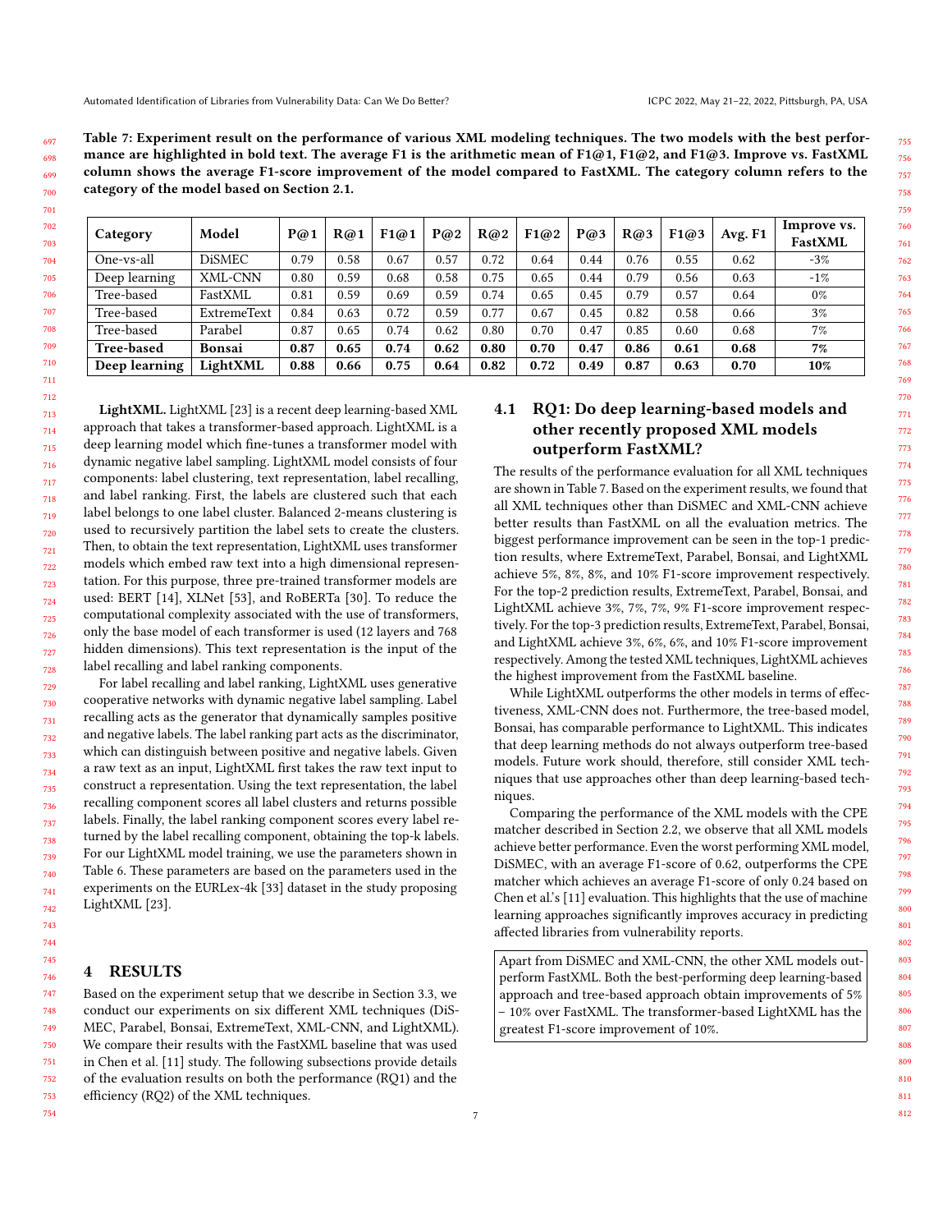**Table 7: Experiment result on the performance of various XML modeling techniques. The two models with the best performance are highlighted in bold text. The average F1 is the arithmetic mean of F1@1, F1@2, and F1@3. Improve vs. FastXML column shows the average F1-score improvement of the model compared to FastXML. The category column refers to the category of the model based on Section 2.1.**

| Category | Model | P@1 | R@1 | F1@1 | P@2 | R@2 | F1@2 | P@3 | R@3 | F1@3 | Avg. F1 | Improve vs. FastXML |
|---|---|---|---|---|---|---|---|---|---|---|---|---|
| One-vs-all | DiSMEC | 0.79 | 0.58 | 0.67 | 0.57 | 0.72 | 0.64 | 0.44 | 0.76 | 0.55 | 0.62 | -3% |
| Deep learning | XML-CNN | 0.80 | 0.59 | 0.68 | 0.58 | 0.75 | 0.65 | 0.44 | 0.79 | 0.56 | 0.63 | -1% |
| Tree-based | FastXML | 0.81 | 0.59 | 0.69 | 0.59 | 0.74 | 0.65 | 0.45 | 0.79 | 0.57 | 0.64 | 0% |
| Tree-based | ExtremeText | 0.84 | 0.63 | 0.72 | 0.59 | 0.77 | 0.67 | 0.45 | 0.82 | 0.58 | 0.66 | 3% |
| Tree-based | Parabel | 0.87 | 0.65 | 0.74 | 0.62 | 0.80 | 0.70 | 0.47 | 0.85 | 0.60 | 0.68 | 7% |
| **Tree-based** | **Bonsai** | **0.87** | **0.65** | **0.74** | **0.62** | **0.80** | **0.70** | **0.47** | **0.86** | **0.61** | **0.68** | **7%** |
| **Deep learning** | **LightXML** | **0.88** | **0.66** | **0.75** | **0.64** | **0.82** | **0.72** | **0.49** | **0.87** | **0.63** | **0.70** | **10%** |

**LightXML.** LightXML [23] is a recent deep learning-based XML approach that takes a transformer-based approach. LightXML is a deep learning model which fine-tunes a transformer model with dynamic negative label sampling. LightXML model consists of four components: label clustering, text representation, label recalling, and label ranking. First, the labels are clustered such that each label belongs to one label cluster. Balanced 2-means clustering is used to recursively partition the label sets to create the clusters. Then, to obtain the text representation, LightXML uses transformer models which embed raw text into a high dimensional representation. For this purpose, three pre-trained transformer models are used: BERT [14], XLNet [53], and RoBERTa [30]. To reduce the computational complexity associated with the use of transformers, only the base model of each transformer is used (12 layers and 768 hidden dimensions). This text representation is the input of the label recalling and label ranking components.

For label recalling and label ranking, LightXML uses generative cooperative networks with dynamic negative label sampling. Label recalling acts as the generator that dynamically samples positive and negative labels. The label ranking part acts as the discriminator, which can distinguish between positive and negative labels. Given a raw text as an input, LightXML first takes the raw text input to construct a representation. Using the text representation, the label recalling component scores all label clusters and returns possible labels. Finally, the label ranking component scores every label returned by the label recalling component, obtaining the top-k labels. For our LightXML model training, we use the parameters shown in Table 6. These parameters are based on the parameters used in the experiments on the EURLex-4k [33] dataset in the study proposing LightXML [23].

# 4 RESULTS

Based on the experiment setup that we describe in Section 3.3, we conduct our experiments on six different XML techniques (DiSMEC, Parabel, Bonsai, ExtremeText, XML-CNN, and LightXML). We compare their results with the FastXML baseline that was used in Chen et al. [11] study. The following subsections provide details of the evaluation results on both the performance (RQ1) and the efficiency (RQ2) of the XML techniques.

## 4.1 RQ1: Do deep learning-based models and other recently proposed XML models outperform FastXML?

The results of the performance evaluation for all XML techniques are shown in Table 7. Based on the experiment results, we found that all XML techniques other than DiSMEC and XML-CNN achieve better results than FastXML on all the evaluation metrics. The biggest performance improvement can be seen in the top-1 prediction results, where ExtremeText, Parabel, Bonsai, and LightXML achieve 5%, 8%, 8%, and 10% F1-score improvement respectively. For the top-2 prediction results, ExtremeText, Parabel, Bonsai, and LightXML achieve 3%, 7%, 7%, 9% F1-score improvement respectively. For the top-3 prediction results, ExtremeText, Parabel, Bonsai, and LightXML achieve 3%, 6%, 6%, and 10% F1-score improvement respectively. Among the tested XML techniques, LightXML achieves the highest improvement from the FastXML baseline.

While LightXML outperforms the other models in terms of effectiveness, XML-CNN does not. Furthermore, the tree-based model, Bonsai, has comparable performance to LightXML. This indicates that deep learning methods do not always outperform tree-based models. Future work should, therefore, still consider XML techniques that use approaches other than deep learning-based techniques.

Comparing the performance of the XML models with the CPE matcher described in Section 2.2, we observe that all XML models achieve better performance. Even the worst performing XML model, DiSMEC, with an average F1-score of 0.62, outperforms the CPE matcher which achieves an average F1-score of only 0.24 based on Chen et al.'s [11] evaluation. This highlights that the use of machine learning approaches significantly improves accuracy in predicting affected libraries from vulnerability reports.

> Apart from DiSMEC and XML-CNN, the other XML models outperform FastXML. Both the best-performing deep learning-based approach and tree-based approach obtain improvements of 5% – 10% over FastXML. The transformer-based LightXML has the greatest F1-score improvement of 10%.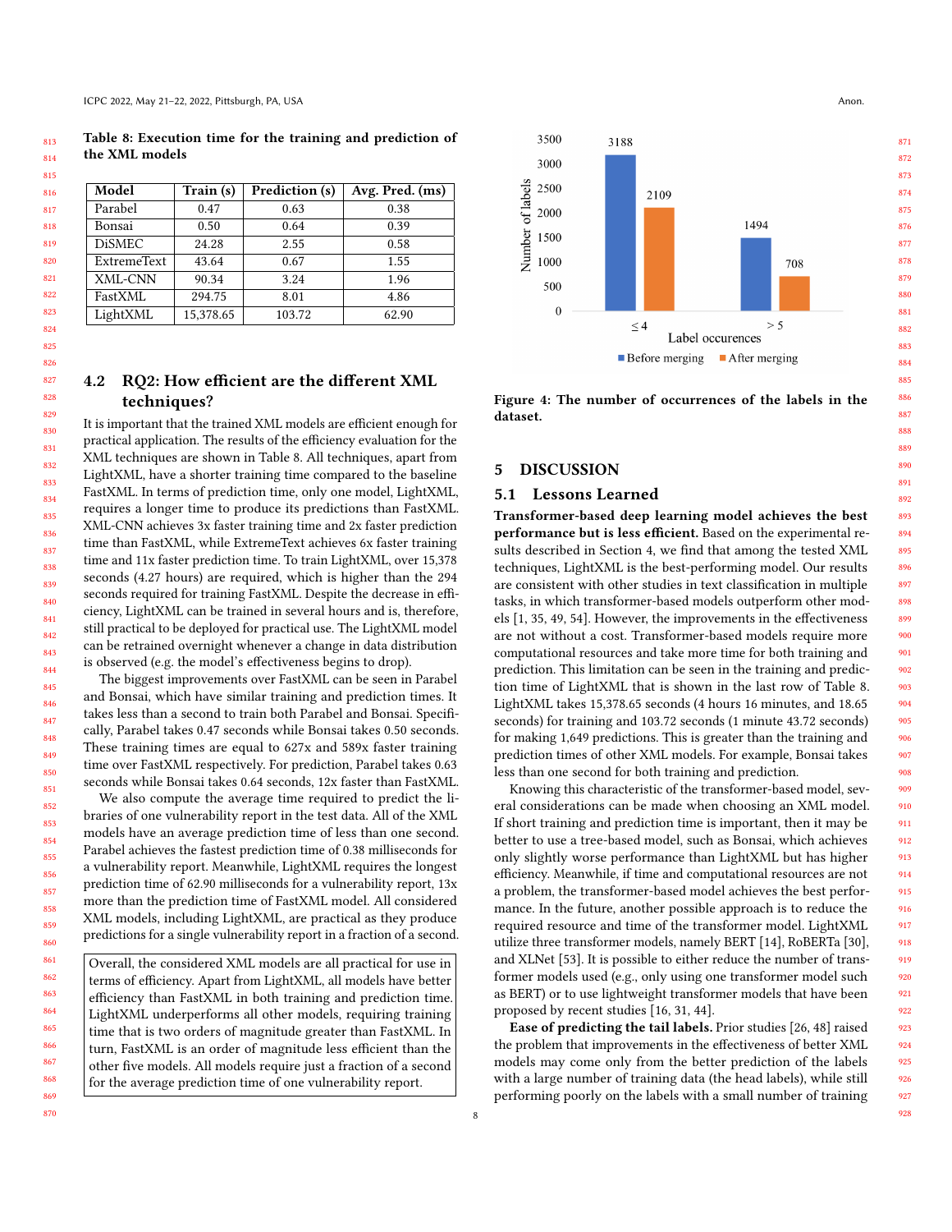Table 8: Execution time for the training and prediction of the XML models

| Model | Train (s) | Prediction (s) | Avg. Pred. (ms) |
|---|---|---|---|
| Parabel | 0.47 | 0.63 | 0.38 |
| Bonsai | 0.50 | 0.64 | 0.39 |
| DiSMEC | 24.28 | 2.55 | 0.58 |
| ExtremeText | 43.64 | 0.67 | 1.55 |
| XML-CNN | 90.34 | 3.24 | 1.96 |
| FastXML | 294.75 | 8.01 | 4.86 |
| LightXML | 15,378.65 | 103.72 | 62.90 |

## 4.2 RQ2: How efficient are the different XML techniques?

It is important that the trained XML models are efficient enough for practical application. The results of the efficiency evaluation for the XML techniques are shown in Table 8. All techniques, apart from LightXML, have a shorter training time compared to the baseline FastXML. In terms of prediction time, only one model, LightXML, requires a longer time to produce its predictions than FastXML. XML-CNN achieves 3x faster training time and 2x faster prediction time than FastXML, while ExtremeText achieves 6x faster training time and 11x faster prediction time. To train LightXML, over 15,378 seconds (4.27 hours) are required, which is higher than the 294 seconds required for training FastXML. Despite the decrease in efficiency, LightXML can be trained in several hours and is, therefore, still practical to be deployed for practical use. The LightXML model can be retrained overnight whenever a change in data distribution is observed (e.g. the model's effectiveness begins to drop).

The biggest improvements over FastXML can be seen in Parabel and Bonsai, which have similar training and prediction times. It takes less than a second to train both Parabel and Bonsai. Specifically, Parabel takes 0.47 seconds while Bonsai takes 0.50 seconds. These training times are equal to 627x and 589x faster training time over FastXML respectively. For prediction, Parabel takes 0.63 seconds while Bonsai takes 0.64 seconds, 12x faster than FastXML.

We also compute the average time required to predict the libraries of one vulnerability report in the test data. All of the XML models have an average prediction time of less than one second. Parabel achieves the fastest prediction time of 0.38 milliseconds for a vulnerability report. Meanwhile, LightXML requires the longest prediction time of 62.90 milliseconds for a vulnerability report, 13x more than the prediction time of FastXML model. All considered XML models, including LightXML, are practical as they produce predictions for a single vulnerability report in a fraction of a second.

> Overall, the considered XML models are all practical for use in terms of efficiency. Apart from LightXML, all models have better efficiency than FastXML in both training and prediction time. LightXML underperforms all other models, requiring training time that is two orders of magnitude greater than FastXML. In turn, FastXML is an order of magnitude less efficient than the other five models. All models require just a fraction of a second for the average prediction time of one vulnerability report.

| Label occurences | Before merging | After merging |
|---|---|---|
| ≤ 4 | 3188 | 2109 |
| > 5 | 1494 | 708 |

Figure 4: The number of occurrences of the labels in the dataset.

# 5 DISCUSSION

## 5.1 Lessons Learned

**Transformer-based deep learning model achieves the best performance but is less efficient.** Based on the experimental results described in Section 4, we find that among the tested XML techniques, LightXML is the best-performing model. Our results are consistent with other studies in text classification in multiple tasks, in which transformer-based models outperform other models [1, 35, 49, 54]. However, the improvements in the effectiveness are not without a cost. Transformer-based models require more computational resources and take more time for both training and prediction. This limitation can be seen in the training and prediction time of LightXML that is shown in the last row of Table 8. LightXML takes 15,378.65 seconds (4 hours 16 minutes, and 18.65 seconds) for training and 103.72 seconds (1 minute 43.72 seconds) for making 1,649 predictions. This is greater than the training and prediction times of other XML models. For example, Bonsai takes less than one second for both training and prediction.

Knowing this characteristic of the transformer-based model, several considerations can be made when choosing an XML model. If short training and prediction time is important, then it may be better to use a tree-based model, such as Bonsai, which achieves only slightly worse performance than LightXML but has higher efficiency. Meanwhile, if time and computational resources are not a problem, the transformer-based model achieves the best performance. In the future, another possible approach is to reduce the required resource and time of the transformer model. LightXML utilize three transformer models, namely BERT [14], RoBERTa [30], and XLNet [53]. It is possible to either reduce the number of transformer models used (e.g., only using one transformer model such as BERT) or to use lightweight transformer models that have been proposed by recent studies [16, 31, 44].

**Ease of predicting the tail labels.** Prior studies [26, 48] raised the problem that improvements in the effectiveness of better XML models may come only from the better prediction of the labels with a large number of training data (the head labels), while still performing poorly on the labels with a small number of training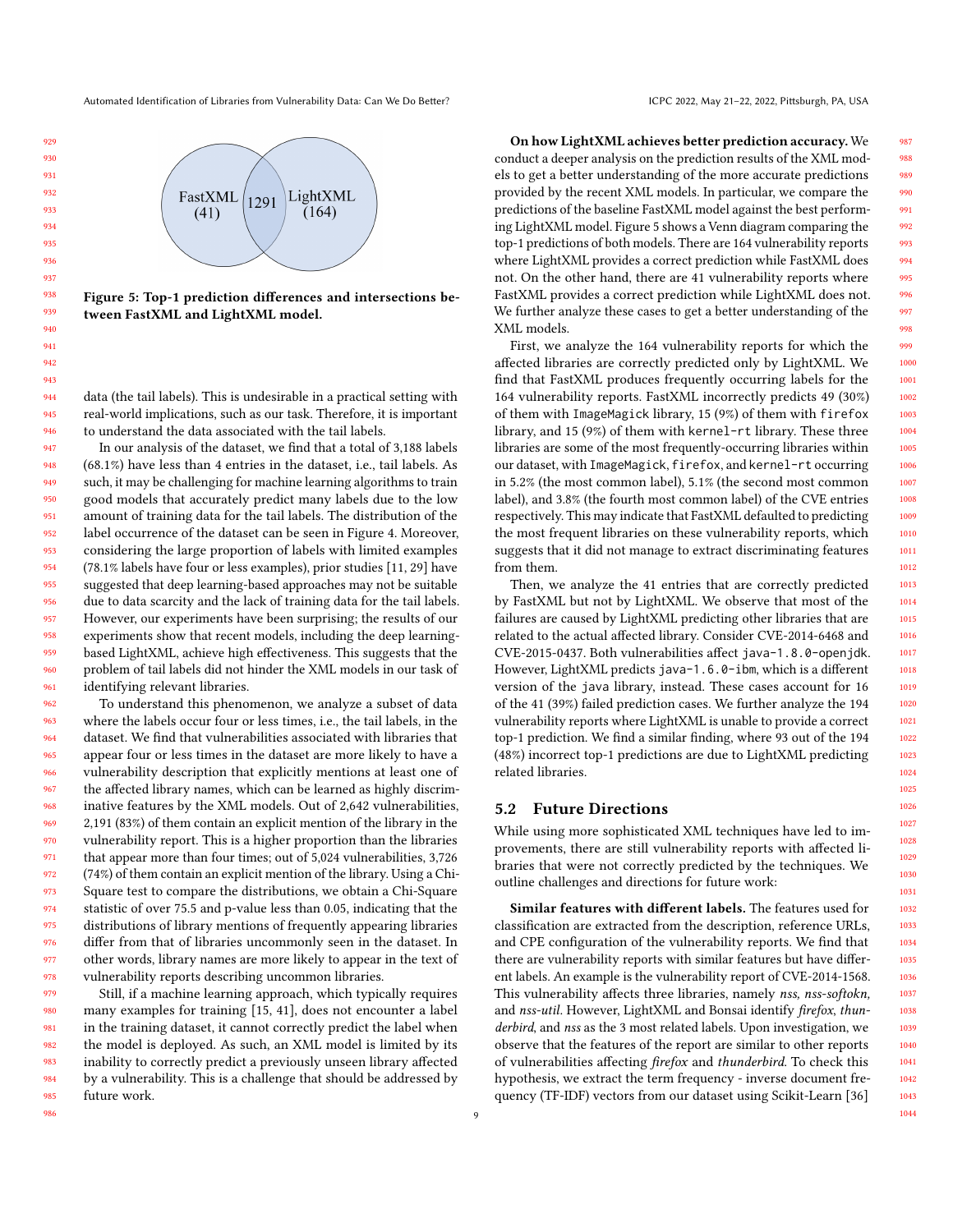Figure 5: Top-1 prediction differences and intersections between FastXML and LightXML model.

data (the tail labels). This is undesirable in a practical setting with real-world implications, such as our task. Therefore, it is important to understand the data associated with the tail labels.

In our analysis of the dataset, we find that a total of 3,188 labels (68.1%) have less than 4 entries in the dataset, i.e., tail labels. As such, it may be challenging for machine learning algorithms to train good models that accurately predict many labels due to the low amount of training data for the tail labels. The distribution of the label occurrence of the dataset can be seen in Figure 4. Moreover, considering the large proportion of labels with limited examples (78.1% labels have four or less examples), prior studies [11, 29] have suggested that deep learning-based approaches may not be suitable due to data scarcity and the lack of training data for the tail labels. However, our experiments have been surprising; the results of our experiments show that recent models, including the deep learning-based LightXML, achieve high effectiveness. This suggests that the problem of tail labels did not hinder the XML models in our task of identifying relevant libraries.

To understand this phenomenon, we analyze a subset of data where the labels occur four or less times, i.e., the tail labels, in the dataset. We find that vulnerabilities associated with libraries that appear four or less times in the dataset are more likely to have a vulnerability description that explicitly mentions at least one of the affected library names, which can be learned as highly discriminative features by the XML models. Out of 2,642 vulnerabilities, 2,191 (83%) of them contain an explicit mention of the library in the vulnerability report. This is a higher proportion than the libraries that appear more than four times; out of 5,024 vulnerabilities, 3,726 (74%) of them contain an explicit mention of the library. Using a Chi-Square test to compare the distributions, we obtain a Chi-Square statistic of over 75.5 and p-value less than 0.05, indicating that the distributions of library mentions of frequently appearing libraries differ from that of libraries uncommonly seen in the dataset. In other words, library names are more likely to appear in the text of vulnerability reports describing uncommon libraries.

Still, if a machine learning approach, which typically requires many examples for training [15, 41], does not encounter a label in the training dataset, it cannot correctly predict the label when the model is deployed. As such, an XML model is limited by its inability to correctly predict a previously unseen library affected by a vulnerability. This is a challenge that should be addressed by future work.

**On how LightXML achieves better prediction accuracy.** We conduct a deeper analysis on the prediction results of the XML models to get a better understanding of the more accurate predictions provided by the recent XML models. In particular, we compare the predictions of the baseline FastXML model against the best performing LightXML model. Figure 5 shows a Venn diagram comparing the top-1 predictions of both models. There are 164 vulnerability reports where LightXML provides a correct prediction while FastXML does not. On the other hand, there are 41 vulnerability reports where FastXML provides a correct prediction while LightXML does not. We further analyze these cases to get a better understanding of the XML models.

First, we analyze the 164 vulnerability reports for which the affected libraries are correctly predicted only by LightXML. We find that FastXML produces frequently occurring labels for the 164 vulnerability reports. FastXML incorrectly predicts 49 (30%) of them with `ImageMagick` library, 15 (9%) of them with `firefox` library, and 15 (9%) of them with `kernel-rt` library. These three libraries are some of the most frequently-occurring libraries within our dataset, with `ImageMagick`, `firefox`, and `kernel-rt` occurring in 5.2% (the most common label), 5.1% (the second most common label), and 3.8% (the fourth most common label) of the CVE entries respectively. This may indicate that FastXML defaulted to predicting the most frequent libraries on these vulnerability reports, which suggests that it did not manage to extract discriminating features from them.

Then, we analyze the 41 entries that are correctly predicted by FastXML but not by LightXML. We observe that most of the failures are caused by LightXML predicting other libraries that are related to the actual affected library. Consider CVE-2014-6468 and CVE-2015-0437. Both vulnerabilities affect `java-1.8.0-openjdk`. However, LightXML predicts `java-1.6.0-ibm`, which is a different version of the `java` library, instead. These cases account for 16 of the 41 (39%) failed prediction cases. We further analyze the 194 vulnerability reports where LightXML is unable to provide a correct top-1 prediction. We find a similar finding, where 93 out of the 194 (48%) incorrect top-1 predictions are due to LightXML predicting related libraries.

## 5.2 Future Directions

While using more sophisticated XML techniques have led to improvements, there are still vulnerability reports with affected libraries that were not correctly predicted by the techniques. We outline challenges and directions for future work:

**Similar features with different labels.** The features used for classification are extracted from the description, reference URLs, and CPE configuration of the vulnerability reports. We find that there are vulnerability reports with similar features but have different labels. An example is the vulnerability report of CVE-2014-1568. This vulnerability affects three libraries, namely *nss*, *nss-softokn*, and *nss-util*. However, LightXML and Bonsai identify *firefox*, *thunderbird*, and *nss* as the 3 most related labels. Upon investigation, we observe that the features of the report are similar to other reports of vulnerabilities affecting *firefox* and *thunderbird*. To check this hypothesis, we extract the term frequency - inverse document frequency (TF-IDF) vectors from our dataset using Scikit-Learn [36]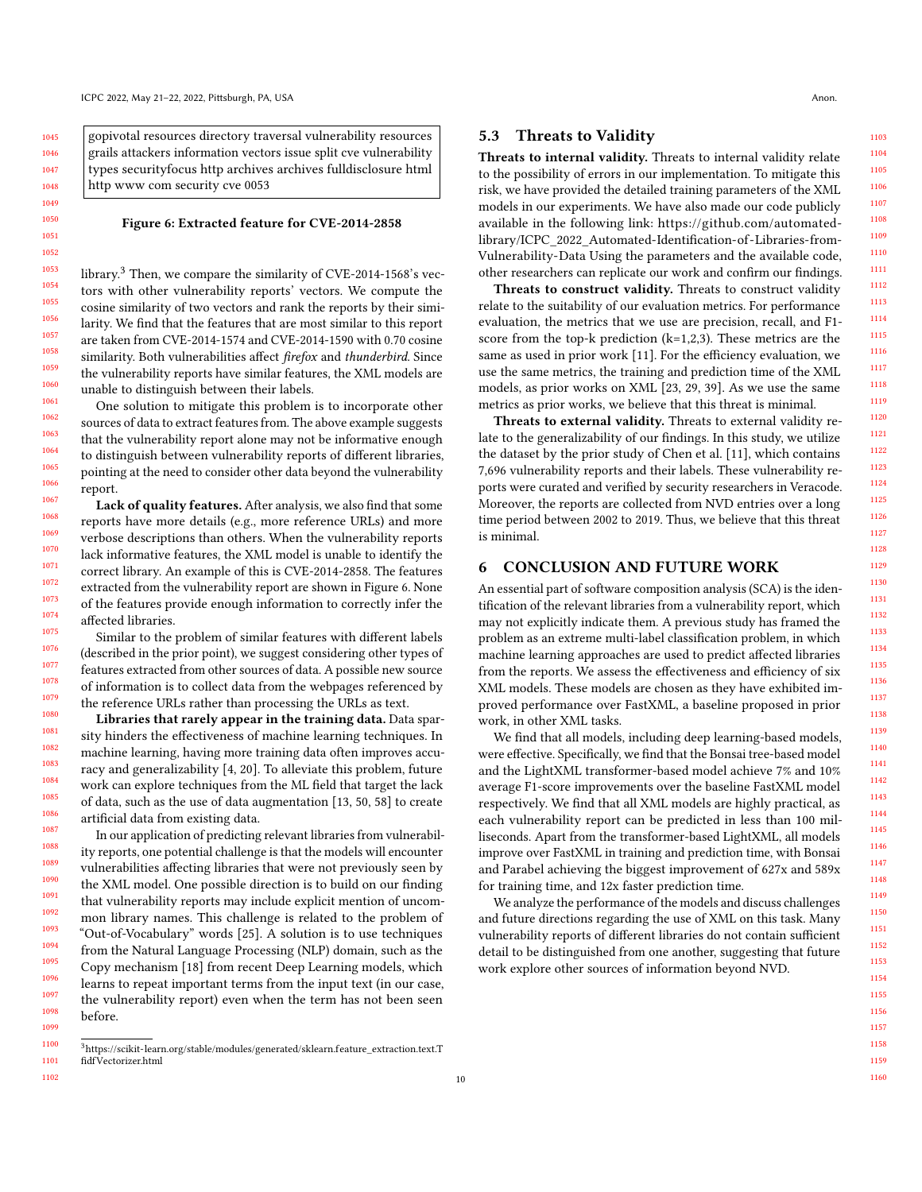```
gopivotal resources directory traversal vulnerability resources grails attackers information vectors issue split cve vulnerability types securityfocus http archives archives fulldisclosure html http www com security cve 0053
```

**Figure 6: Extracted feature for CVE-2014-2858**

library.[3] Then, we compare the similarity of CVE-2014-1568's vectors with other vulnerability reports' vectors. We compute the cosine similarity of two vectors and rank the reports by their similarity. We find that the features that are most similar to this report are taken from CVE-2014-1574 and CVE-2014-1590 with 0.70 cosine similarity. Both vulnerabilities affect *firefox* and *thunderbird*. Since the vulnerability reports have similar features, the XML models are unable to distinguish between their labels.

One solution to mitigate this problem is to incorporate other sources of data to extract features from. The above example suggests that the vulnerability report alone may not be informative enough to distinguish between vulnerability reports of different libraries, pointing at the need to consider other data beyond the vulnerability report.

**Lack of quality features.** After analysis, we also find that some reports have more details (e.g., more reference URLs) and more verbose descriptions than others. When the vulnerability reports lack informative features, the XML model is unable to identify the correct library. An example of this is CVE-2014-2858. The features extracted from the vulnerability report are shown in Figure 6. None of the features provide enough information to correctly infer the affected libraries.

Similar to the problem of similar features with different labels (described in the prior point), we suggest considering other types of features extracted from other sources of data. A possible new source of information is to collect data from the webpages referenced by the reference URLs rather than processing the URLs as text.

**Libraries that rarely appear in the training data.** Data sparsity hinders the effectiveness of machine learning techniques. In machine learning, having more training data often improves accuracy and generalizability [4, 20]. To alleviate this problem, future work can explore techniques from the ML field that target the lack of data, such as the use of data augmentation [13, 50, 58] to create artificial data from existing data.

In our application of predicting relevant libraries from vulnerability reports, one potential challenge is that the models will encounter vulnerabilities affecting libraries that were not previously seen by the XML model. One possible direction is to build on our finding that vulnerability reports may include explicit mention of uncommon library names. This challenge is related to the problem of "Out-of-Vocabulary" words [25]. A solution is to use techniques from the Natural Language Processing (NLP) domain, such as the Copy mechanism [18] from recent Deep Learning models, which learns to repeat important terms from the input text (in our case, the vulnerability report) even when the term has not been seen before.

[3] https://scikit-learn.org/stable/modules/generated/sklearn.feature_extraction.text.TfidfVectorizer.html

## 5.3 Threats to Validity

**Threats to internal validity.** Threats to internal validity relate to the possibility of errors in our implementation. To mitigate this risk, we have provided the detailed training parameters of the XML models in our experiments. We have also made our code publicly available in the following link: https://github.com/automated-library/ICPC_2022_Automated-Identification-of-Libraries-from-Vulnerability-Data Using the parameters and the available code, other researchers can replicate our work and confirm our findings.

**Threats to construct validity.** Threats to construct validity relate to the suitability of our evaluation metrics. For performance evaluation, the metrics that we use are precision, recall, and F1-score from the top-k prediction (k=1,2,3). These metrics are the same as used in prior work [11]. For the efficiency evaluation, we use the same metrics, the training and prediction time of the XML models, as prior works on XML [23, 29, 39]. As we use the same metrics as prior works, we believe that this threat is minimal.

**Threats to external validity.** Threats to external validity relate to the generalizability of our findings. In this study, we utilize the dataset by the prior study of Chen et al. [11], which contains 7,696 vulnerability reports and their labels. These vulnerability reports were curated and verified by security researchers in Veracode. Moreover, the reports are collected from NVD entries over a long time period between 2002 to 2019. Thus, we believe that this threat is minimal.

# 6 CONCLUSION AND FUTURE WORK

An essential part of software composition analysis (SCA) is the identification of the relevant libraries from a vulnerability report, which may not explicitly indicate them. A previous study has framed the problem as an extreme multi-label classification problem, in which machine learning approaches are used to predict affected libraries from the reports. We assess the effectiveness and efficiency of six XML models. These models are chosen as they have exhibited improved performance over FastXML, a baseline proposed in prior work, in other XML tasks.

We find that all models, including deep learning-based models, were effective. Specifically, we find that the Bonsai tree-based model and the LightXML transformer-based model achieve 7% and 10% average F1-score improvements over the baseline FastXML model respectively. We find that all XML models are highly practical, as each vulnerability report can be predicted in less than 100 milliseconds. Apart from the transformer-based LightXML, all models improve over FastXML in training and prediction time, with Bonsai and Parabel achieving the biggest improvement of 627x and 589x for training time, and 12x faster prediction time.

We analyze the performance of the models and discuss challenges and future directions regarding the use of XML on this task. Many vulnerability reports of different libraries do not contain sufficient detail to be distinguished from one another, suggesting that future work explore other sources of information beyond NVD.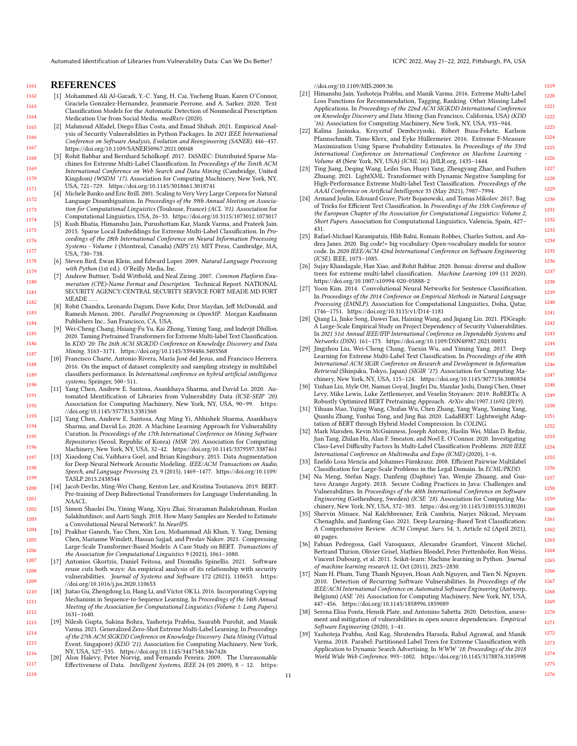## REFERENCES

[1] Mohammed Ali Al-Garadi, Y.-C. Yang, H. Cai, Yucheng Ruan, Karen O'Connor, Graciela Gonzalez-Hernandez, Jeanmarie Perrone, and A. Sarker. 2020. Text Classification Models for the Automatic Detection of Nonmedical Prescription Medication Use from Social Media. *medRxiv* (2020).

[2] Mahmoud Alfadel, Diego Elias Costa, and Emad Shihab. 2021. Empirical Analysis of Security Vulnerabilities in Python Packages. In *2021 IEEE International Conference on Software Analysis, Evolution and Reengineering (SANER)*. 446–457. https://doi.org/10.1109/SANER50967.2021.00048

[3] Rohit Babbar and Bernhard Schölkopf. 2017. DiSMEC: Distributed Sparse Machines for Extreme Multi-Label Classification. In *Proceedings of the Tenth ACM International Conference on Web Search and Data Mining* (Cambridge, United Kingdom) *(WSDM '17)*. Association for Computing Machinery, New York, NY, USA, 721–729. https://doi.org/10.1145/3018661.3018741

[4] Michele Banko and Eric Brill. 2001. Scaling to Very Very Large Corpora for Natural Language Disambiguation. In *Proceedings of the 39th Annual Meeting on Association for Computational Linguistics* (Toulouse, France) *(ACL '01)*. Association for Computational Linguistics, USA, 26–33. https://doi.org/10.3115/1073012.1073017

[5] Kush Bhatia, Himanshu Jain, Purushottam Kar, Manik Varma, and Prateek Jain. 2015. Sparse Local Embeddings for Extreme Multi-Label Classification. In *Proceedings of the 28th International Conference on Neural Information Processing Systems - Volume 1* (Montreal, Canada) *(NIPS'15)*. MIT Press, Cambridge, MA, USA, 730–738.

[6] Steven Bird, Ewan Klein, and Edward Loper. 2009. *Natural Language Processing with Python* (1st ed.). O'Reilly Media, Inc.

[7] Andrew Buttner, Todd Wittbold, and Neal Ziring. 2007. *Common Platform Enumeration (CPE)-Name Format and Description*. Technical Report. NATIONAL SECURITY AGENCY/CENTRAL SECURITY SERVICE FORT MEADE MD FORT MEADE ....

[8] Robit Chandra, Leonardo Dagum, Dave Kohr, Dror Maydan, Jeff McDonald, and Ramesh Menon. 2001. *Parallel Programming in OpenMP*. Morgan Kaufmann Publishers Inc., San Francisco, CA, USA.

[9] Wei-Cheng Chang, Hsiang-Fu Yu, Kai Zhong, Yiming Yang, and Inderjit Dhillon. 2020. Taming Pretrained Transformers for Extreme Multi-label Text Classification. In *KDD '20: The 26th ACM SIGKDD Conference on Knowledge Discovery and Data Mining*. 3163–3171. https://doi.org/10.1145/3394486.3403368

[10] Francisco Charte, Antonio Rivera, María José del Jesus, and Francisco Herrera. 2016. On the impact of dataset complexity and sampling strategy in multilabel classifiers performance. In *International conference on hybrid artificial intelligence systems*. Springer, 500–511.

[11] Yang Chen, Andrew E. Santosa, Asankhaya Sharma, and David Lo. 2020. Automated Identification of Libraries from Vulnerability Data *(ICSE-SEIP '20)*. Association for Computing Machinery, New York, NY, USA, 90–99. https://doi.org/10.1145/3377813.3381360

[12] Yang Chen, Andrew E. Santosa, Ang Ming Yi, Abhishek Sharma, Asankhaya Sharma, and David Lo. 2020. A Machine Learning Approach for Vulnerability Curation. In *Proceedings of the 17th International Conference on Mining Software Repositories* (Seoul, Republic of Korea) *(MSR '20)*. Association for Computing Machinery, New York, NY, USA, 32–42. https://doi.org/10.1145/3379597.3387461

[13] Xiaodong Cui, Vaibhava Goel, and Brian Kingsbury. 2015. Data Augmentation for Deep Neural Network Acoustic Modeling. *IEEE/ACM Transactions on Audio, Speech, and Language Processing* 23, 9 (2015), 1469–1477. https://doi.org/10.1109/TASLP.2015.2438544

[14] Jacob Devlin, Ming-Wei Chang, Kenton Lee, and Kristina Toutanova. 2019. BERT: Pre-training of Deep Bidirectional Transformers for Language Understanding. In *NAACL*.

[15] Simon Shaolei Du, Yining Wang, Xiyu Zhai, Sivaraman Balakrishnan, Ruslan Salakhutdinov, and Aarti Singh. 2018. How Many Samples are Needed to Estimate a Convolutional Neural Network?. In *NeurIPS*.

[16] Prakhar Ganesh, Yao Chen, Xin Lou, Mohammad Ali Khan, Y. Yang, Deming Chen, Marianne Winslett, Hassan Sajjad, and Preslav Nakov. 2021. Compressing Large-Scale Transformer-Based Models: A Case Study on BERT. *Transactions of the Association for Computational Linguistics* 9 (2021), 1061–1080.

[17] Antonios Gkortzis, Daniel Feitosa, and Diomidis Spinellis. 2021. Software reuse cuts both ways: An empirical analysis of its relationship with security vulnerabilities. *Journal of Systems and Software* 172 (2021), 110653. https://doi.org/10.1016/j.jss.2020.110653

[18] Jiatao Gu, Zhengdong Lu, Hang Li, and Victor OK Li. 2016. Incorporating Copying Mechanism in Sequence-to-Sequence Learning. In *Proceedings of the 54th Annual Meeting of the Association for Computational Linguistics (Volume 1: Long Papers)*. 1631–1640.

[19] Nilesh Gupta, Sakina Bohra, Yashoteja Prabhu, Saurabh Purohit, and Manik Varma. 2021. Generalized Zero-Shot Extreme Multi-Label Learning. In *Proceedings of the 27th ACM SIGKDD Conference on Knowledge Discovery Data Mining* (Virtual Event, Singapore) *(KDD '21)*. Association for Computing Machinery, New York, NY, USA, 527–535. https://doi.org/10.1145/3447548.3467426

[20] Alon Halevy, Peter Norvig, and Fernando Pereira. 2009. The Unreasonable Effectiveness of Data. *Intelligent Systems, IEEE* 24 (05 2009), 8 – 12. https://doi.org/10.1109/MIS.2009.36

[21] Himanshu Jain, Yashoteja Prabhu, and Manik Varma. 2016. Extreme Multi-Label Loss Functions for Recommendation, Tagging, Ranking Other Missing Label Applications. In *Proceedings of the 22nd ACM SIGKDD International Conference on Knowledge Discovery and Data Mining* (San Francisco, California, USA) *(KDD '16)*. Association for Computing Machinery, New York, NY, USA, 935–944.

[22] Kalina Jasinska, Krzysztof Dembczynski, Róbert Busa-Fekete, Karlson Pfannschmidt, Timo Klerx, and Eyke Hüllermeier. 2016. Extreme F-Measure Maximization Using Sparse Probability Estimates. In *Proceedings of the 33rd International Conference on International Conference on Machine Learning - Volume 48* (New York, NY, USA) *(ICML'16)*. JMLR.org, 1435–1444.

[23] Ting Jiang, Deqing Wang, Leilei Sun, Huayi Yang, Zhengyang Zhao, and Fuzhen Zhuang. 2021. LightXML: Transformer with Dynamic Negative Sampling for High-Performance Extreme Multi-label Text Classification. *Proceedings of the AAAI Conference on Artificial Intelligence* 35 (May 2021), 7987–7994.

[24] Armand Joulin, Edouard Grave, Piotr Bojanowski, and Tomas Mikolov. 2017. Bag of Tricks for Efficient Text Classification. In *Proceedings of the 15th Conference of the European Chapter of the Association for Computational Linguistics: Volume 2, Short Papers*. Association for Computational Linguistics, Valencia, Spain, 427–431.

[25] Rafael-Michael Karampatsis, Hlib Babii, Romain Robbes, Charles Sutton, and Andrea Janes. 2020. Big code!= big vocabulary: Open-vocabulary models for source code. In *2020 IEEE/ACM 42nd International Conference on Software Engineering (ICSE)*. IEEE, 1073–1085.

[26] Sujay Khandagale, Han Xiao, and Rohit Babbar. 2020. Bonsai: diverse and shallow trees for extreme multi-label classification. *Machine Learning* 109 (11 2020). https://doi.org/10.1007/s10994-020-05888-2

[27] Yoon Kim. 2014. Convolutional Neural Networks for Sentence Classification. In *Proceedings of the 2014 Conference on Empirical Methods in Natural Language Processing (EMNLP)*. Association for Computational Linguistics, Doha, Qatar, 1746–1751. https://doi.org/10.3115/v1/D14-1181

[28] Qiang Li, Jinke Song, Dawei Tan, Haining Wang, and Jiqiang Liu. 2021. PDGraph: A Large-Scale Empirical Study on Project Dependency of Security Vulnerabilities. In *2021 51st Annual IEEE/IFIP International Conference on Dependable Systems and Networks (DSN)*. 161–173. https://doi.org/10.1109/DSN48987.2021.00031

[29] Jingzhou Liu, Wei-Cheng Chang, Yuexin Wu, and Yiming Yang. 2017. Deep Learning for Extreme Multi-Label Text Classification. In *Proceedings of the 40th International ACM SIGIR Conference on Research and Development in Information Retrieval* (Shinjuku, Tokyo, Japan) *(SIGIR '17)*. Association for Computing Machinery, New York, NY, USA, 115–124. https://doi.org/10.1145/3077136.3080834

[30] Yinhan Liu, Myle Ott, Naman Goyal, Jingfei Du, Mandar Joshi, Danqi Chen, Omer Levy, Mike Lewis, Luke Zettlemoyer, and Veselin Stoyanov. 2019. RoBERTa: A Robustly Optimized BERT Pretraining Approach. *ArXiv* abs/1907.11692 (2019).

[31] Yihuan Mao, Yujing Wang, Chufan Wu, Chen Zhang, Yang Wang, Yaming Yang, Quanlu Zhang, Yunhai Tong, and Jing Bai. 2020. LadaBERT: Lightweight Adaptation of BERT through Hybrid Model Compression. In *COLING*.

[32] Mark Marsden, Kevin McGuinness, Joseph Antony, Haolin Wei, Milan D. Redzic, Jian Tang, Zhilan Hu, Alan F. Smeaton, and Noel E. O'Connor. 2020. Investigating Class-Level Difficulty Factors In Multi-Label Classification Problems. *2020 IEEE International Conference on Multimedia and Expo (ICME)* (2020), 1–6.

[33] Eneldo Loza Mencía and Johannes Fürnkranz. 2008. Efficient Pairwise Multilabel Classification for Large-Scale Problems in the Legal Domain. In *ECML/PKDD*.

[34] Na Meng, Stefan Nagy, Danfeng (Daphne) Yao, Wenjie Zhuang, and Gustavo Arango Argoty. 2018. Secure Coding Practices in Java: Challenges and Vulnerabilities. In *Proceedings of the 40th International Conference on Software Engineering* (Gothenburg, Sweden) *(ICSE '18)*. Association for Computing Machinery, New York, NY, USA, 372–383. https://doi.org/10.1145/3180155.3180201

[35] Shervin Minaee, Nal Kalchbrenner, Erik Cambria, Narjes Nikzad, Meysam Chenaghlu, and Jianfeng Gao. 2021. Deep Learning–Based Text Classification: A Comprehensive Review. *ACM Comput. Surv.* 54, 3, Article 62 (April 2021), 40 pages.

[36] Fabian Pedregosa, Gaël Varoquaux, Alexandre Gramfort, Vincent Michel, Bertrand Thirion, Olivier Grisel, Mathieu Blondel, Peter Prettenhofer, Ron Weiss, Vincent Dubourg, et al. 2011. Scikit-learn: Machine learning in Python. *Journal of machine learning research* 12, Oct (2011), 2825–2830.

[37] Nam H. Pham, Tung Thanh Nguyen, Hoan Anh Nguyen, and Tien N. Nguyen. 2010. Detection of Recurring Software Vulnerabilities. In *Proceedings of the IEEE/ACM International Conference on Automated Software Engineering* (Antwerp, Belgium) *(ASE '10)*. Association for Computing Machinery, New York, NY, USA, 447–456. https://doi.org/10.1145/1858996.1859089

[38] Serena Elisa Ponta, Henrik Plate, and Antonino Sabetta. 2020. Detection, assessment and mitigation of vulnerabilities in open source dependencies. *Empirical Software Engineering* (2020), 1–41.

[39] Yashoteja Prabhu, Anil Kag, Shrutendra Harsola, Rahul Agrawal, and Manik Varma. 2018. Parabel: Partitioned Label Trees for Extreme Classification with Application to Dynamic Search Advertising. In *WWW '18: Proceedings of the 2018 World Wide Web Conference*. 993–1002. https://doi.org/10.1145/3178876.3185998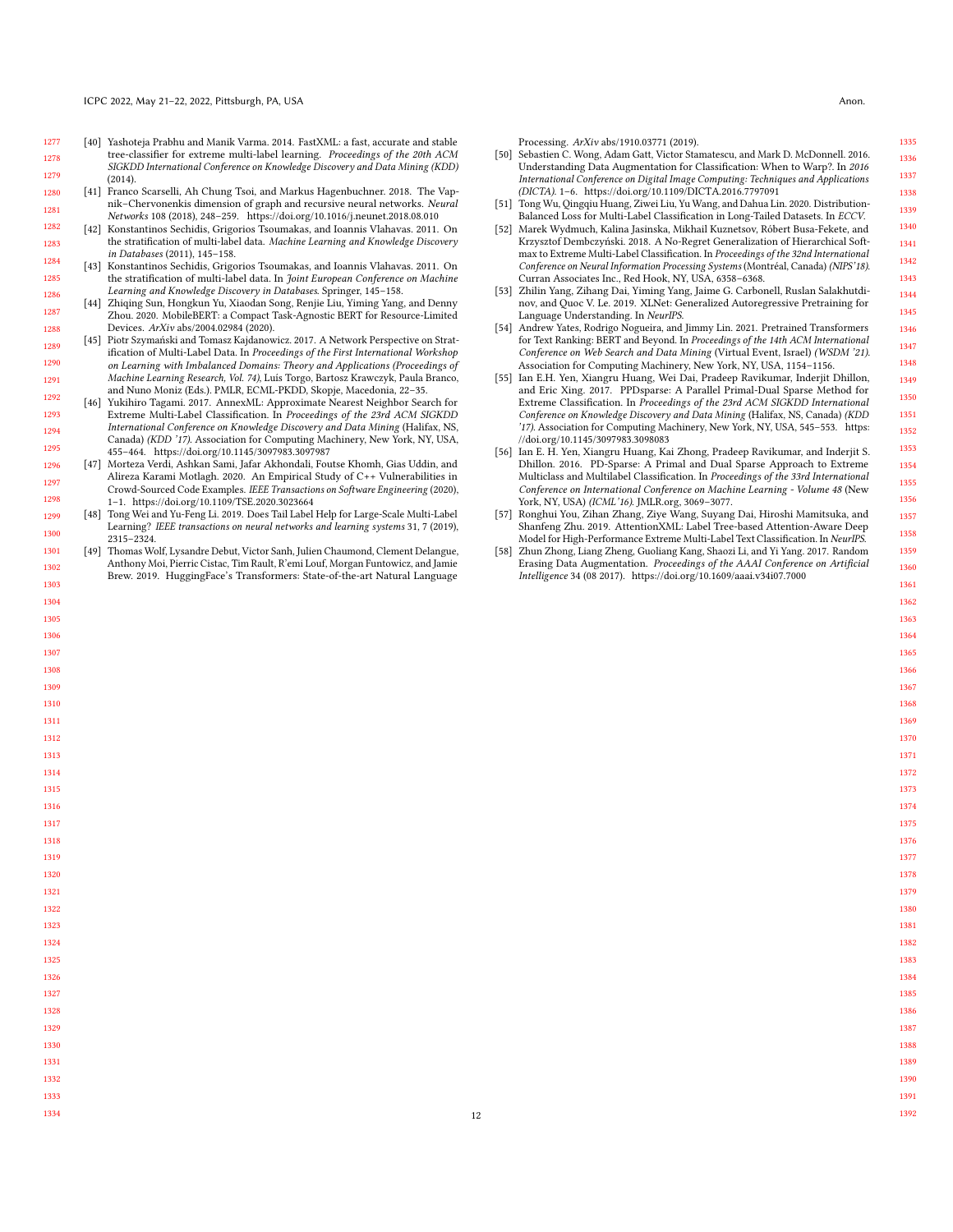[40] Yashoteja Prabhu and Manik Varma. 2014. FastXML: a fast, accurate and stable tree-classifier for extreme multi-label learning. *Proceedings of the 20th ACM SIGKDD International Conference on Knowledge Discovery and Data Mining (KDD)* (2014).

[41] Franco Scarselli, Ah Chung Tsoi, and Markus Hagenbuchner. 2018. The Vapnik–Chervonenkis dimension of graph and recursive neural networks. *Neural Networks* 108 (2018), 248–259. https://doi.org/10.1016/j.neunet.2018.08.010

[42] Konstantinos Sechidis, Grigorios Tsoumakas, and Ioannis Vlahavas. 2011. On the stratification of multi-label data. *Machine Learning and Knowledge Discovery in Databases* (2011), 145–158.

[43] Konstantinos Sechidis, Grigorios Tsoumakas, and Ioannis Vlahavas. 2011. On the stratification of multi-label data. In *Joint European Conference on Machine Learning and Knowledge Discovery in Databases*. Springer, 145–158.

[44] Zhiqing Sun, Hongkun Yu, Xiaodan Song, Renjie Liu, Yiming Yang, and Denny Zhou. 2020. MobileBERT: a Compact Task-Agnostic BERT for Resource-Limited Devices. *ArXiv* abs/2004.02984 (2020).

[45] Piotr Szymański and Tomasz Kajdanowicz. 2017. A Network Perspective on Stratification of Multi-Label Data. In *Proceedings of the First International Workshop on Learning with Imbalanced Domains: Theory and Applications (Proceedings of Machine Learning Research, Vol. 74)*, Luís Torgo, Bartosz Krawczyk, Paula Branco, and Nuno Moniz (Eds.). PMLR, ECML-PKDD, Skopje, Macedonia, 22–35.

[46] Yukihiro Tagami. 2017. AnnexML: Approximate Nearest Neighbor Search for Extreme Multi-Label Classification. In *Proceedings of the 23rd ACM SIGKDD International Conference on Knowledge Discovery and Data Mining* (Halifax, NS, Canada) *(KDD '17)*. Association for Computing Machinery, New York, NY, USA, 455–464. https://doi.org/10.1145/3097983.3097987

[47] Morteza Verdi, Ashkan Sami, Jafar Akhondali, Foutse Khomh, Gias Uddin, and Alireza Karami Motlagh. 2020. An Empirical Study of C++ Vulnerabilities in Crowd-Sourced Code Examples. *IEEE Transactions on Software Engineering* (2020), 1–1. https://doi.org/10.1109/TSE.2020.3023664

[48] Tong Wei and Yu-Feng Li. 2019. Does Tail Label Help for Large-Scale Multi-Label Learning? *IEEE transactions on neural networks and learning systems* 31, 7 (2019), 2315–2324.

[49] Thomas Wolf, Lysandre Debut, Victor Sanh, Julien Chaumond, Clement Delangue, Anthony Moi, Pierric Cistac, Tim Rault, R'emi Louf, Morgan Funtowicz, and Jamie Brew. 2019. HuggingFace's Transformers: State-of-the-art Natural Language Processing. *ArXiv* abs/1910.03771 (2019).

[50] Sebastien C. Wong, Adam Gatt, Victor Stamatescu, and Mark D. McDonnell. 2016. Understanding Data Augmentation for Classification: When to Warp?. In *2016 International Conference on Digital Image Computing: Techniques and Applications (DICTA)*. 1–6. https://doi.org/10.1109/DICTA.2016.7797091

[51] Tong Wu, Qingqiu Huang, Ziwei Liu, Yu Wang, and Dahua Lin. 2020. Distribution-Balanced Loss for Multi-Label Classification in Long-Tailed Datasets. In *ECCV*.

[52] Marek Wydmuch, Kalina Jasinska, Mikhail Kuznetsov, Róbert Busa-Fekete, and Krzysztof Dembczyński. 2018. A No-Regret Generalization of Hierarchical Softmax to Extreme Multi-Label Classification. In *Proceedings of the 32nd International Conference on Neural Information Processing Systems* (Montréal, Canada) *(NIPS'18)*. Curran Associates Inc., Red Hook, NY, USA, 6358–6368.

[53] Zhilin Yang, Zihang Dai, Yiming Yang, Jaime G. Carbonell, Ruslan Salakhutdinov, and Quoc V. Le. 2019. XLNet: Generalized Autoregressive Pretraining for Language Understanding. In *NeurIPS*.

[54] Andrew Yates, Rodrigo Nogueira, and Jimmy Lin. 2021. Pretrained Transformers for Text Ranking: BERT and Beyond. In *Proceedings of the 14th ACM International Conference on Web Search and Data Mining* (Virtual Event, Israel) *(WSDM '21)*. Association for Computing Machinery, New York, NY, USA, 1154–1156.

[55] Ian E.H. Yen, Xiangru Huang, Wei Dai, Pradeep Ravikumar, Inderjit Dhillon, and Eric Xing. 2017. PPDsparse: A Parallel Primal-Dual Sparse Method for Extreme Classification. In *Proceedings of the 23rd ACM SIGKDD International Conference on Knowledge Discovery and Data Mining* (Halifax, NS, Canada) *(KDD '17)*. Association for Computing Machinery, New York, NY, USA, 545–553. https://doi.org/10.1145/3097983.3098083

[56] Ian E. H. Yen, Xiangru Huang, Kai Zhong, Pradeep Ravikumar, and Inderjit S. Dhillon. 2016. PD-Sparse: A Primal and Dual Sparse Approach to Extreme Multiclass and Multilabel Classification. In *Proceedings of the 33rd International Conference on International Conference on Machine Learning - Volume 48* (New York, NY, USA) *(ICML'16)*. JMLR.org, 3069–3077.

[57] Ronghui You, Zihan Zhang, Ziye Wang, Suyang Dai, Hiroshi Mamitsuka, and Shanfeng Zhu. 2019. AttentionXML: Label Tree-based Attention-Aware Deep Model for High-Performance Extreme Multi-Label Text Classification. In *NeurIPS*.

[58] Zhun Zhong, Liang Zheng, Guoliang Kang, Shaozi Li, and Yi Yang. 2017. Random Erasing Data Augmentation. *Proceedings of the AAAI Conference on Artificial Intelligence* 34 (08 2017). https://doi.org/10.1609/aaai.v34i07.7000